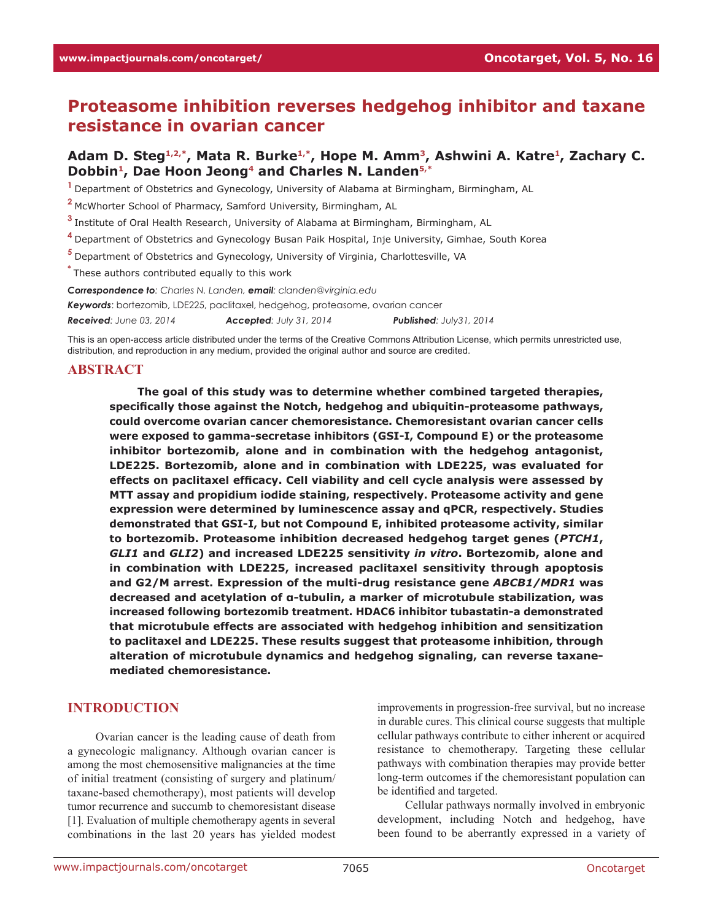# Proteasome inhibition reverses hedgehog inhibitor and taxane resistance in ovarian cancer

**Adam D. Steg[1,2,*], Mata R. Burke[1,*], Hope M. Amm[3], Ashwini A. Katre[1], Zachary C. Dobbin[1], Dae Hoon Jeong[4] and Charles N. Landen[5,*]**

[1] Department of Obstetrics and Gynecology, University of Alabama at Birmingham, Birmingham, AL

[2] McWhorter School of Pharmacy, Samford University, Birmingham, AL

[3] Institute of Oral Health Research, University of Alabama at Birmingham, Birmingham, AL

[4] Department of Obstetrics and Gynecology Busan Paik Hospital, Inje University, Gimhae, South Korea

[5] Department of Obstetrics and Gynecology, University of Virginia, Charlottesville, VA

[*] These authors contributed equally to this work

***Correspondence to**: Charles N. Landen, **email**: clanden@virginia.edu*

***Keywords**: bortezomib, LDE225, paclitaxel, hedgehog, proteasome, ovarian cancer*

***Received**: June 03, 2014 **Accepted**: July 31, 2014 **Published**: July31, 2014*

This is an open-access article distributed under the terms of the Creative Commons Attribution License, which permits unrestricted use, distribution, and reproduction in any medium, provided the original author and source are credited.

## ABSTRACT

**The goal of this study was to determine whether combined targeted therapies, specifically those against the Notch, hedgehog and ubiquitin-proteasome pathways, could overcome ovarian cancer chemoresistance. Chemoresistant ovarian cancer cells were exposed to gamma-secretase inhibitors (GSI-I, Compound E) or the proteasome inhibitor bortezomib, alone and in combination with the hedgehog antagonist, LDE225. Bortezomib, alone and in combination with LDE225, was evaluated for effects on paclitaxel efficacy. Cell viability and cell cycle analysis were assessed by MTT assay and propidium iodide staining, respectively. Proteasome activity and gene expression were determined by luminescence assay and qPCR, respectively. Studies demonstrated that GSI-I, but not Compound E, inhibited proteasome activity, similar to bortezomib. Proteasome inhibition decreased hedgehog target genes (*PTCH1*, *GLI1* and *GLI2*) and increased LDE225 sensitivity *in vitro*. Bortezomib, alone and in combination with LDE225, increased paclitaxel sensitivity through apoptosis and G2/M arrest. Expression of the multi-drug resistance gene *ABCB1/MDR1* was decreased and acetylation of α-tubulin, a marker of microtubule stabilization, was increased following bortezomib treatment. HDAC6 inhibitor tubastatin-a demonstrated that microtubule effects are associated with hedgehog inhibition and sensitization to paclitaxel and LDE225. These results suggest that proteasome inhibition, through alteration of microtubule dynamics and hedgehog signaling, can reverse taxane-mediated chemoresistance.**

## INTRODUCTION

Ovarian cancer is the leading cause of death from a gynecologic malignancy. Although ovarian cancer is among the most chemosensitive malignancies at the time of initial treatment (consisting of surgery and platinum/taxane-based chemotherapy), most patients will develop tumor recurrence and succumb to chemoresistant disease [1]. Evaluation of multiple chemotherapy agents in several combinations in the last 20 years has yielded modest improvements in progression-free survival, but no increase in durable cures. This clinical course suggests that multiple cellular pathways contribute to either inherent or acquired resistance to chemotherapy. Targeting these cellular pathways with combination therapies may provide better long-term outcomes if the chemoresistant population can be identified and targeted.

Cellular pathways normally involved in embryonic development, including Notch and hedgehog, have been found to be aberrantly expressed in a variety of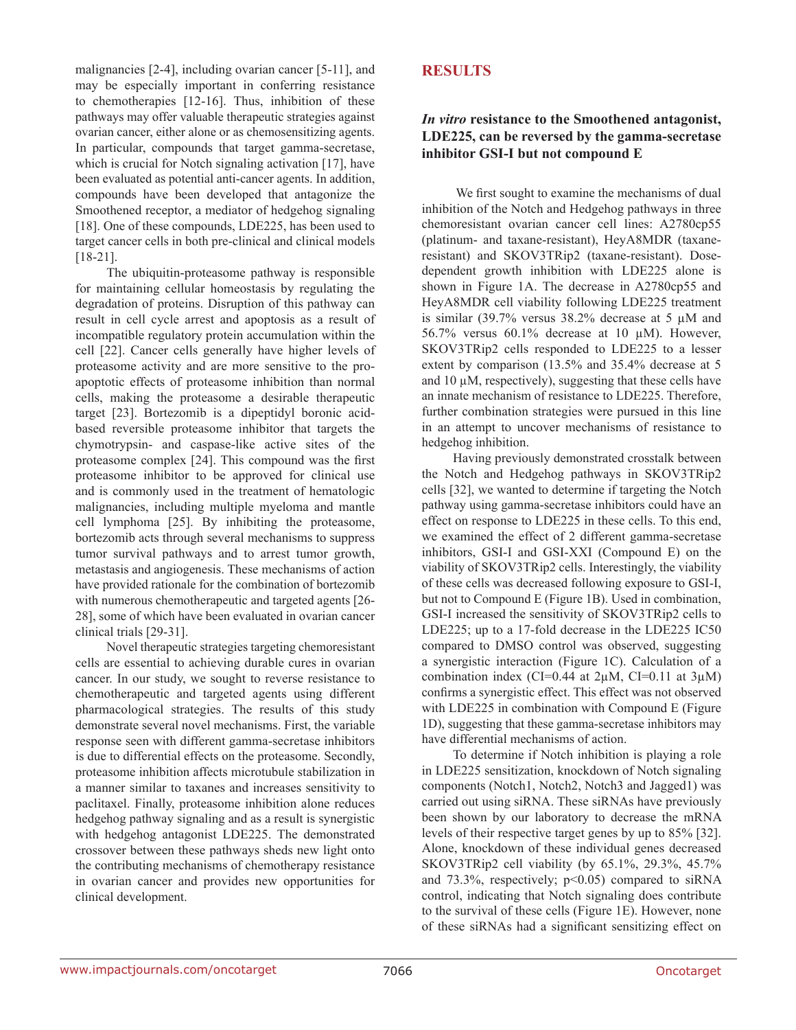malignancies [2-4], including ovarian cancer [5-11], and may be especially important in conferring resistance to chemotherapies [12-16]. Thus, inhibition of these pathways may offer valuable therapeutic strategies against ovarian cancer, either alone or as chemosensitizing agents. In particular, compounds that target gamma-secretase, which is crucial for Notch signaling activation [17], have been evaluated as potential anti-cancer agents. In addition, compounds have been developed that antagonize the Smoothened receptor, a mediator of hedgehog signaling [18]. One of these compounds, LDE225, has been used to target cancer cells in both pre-clinical and clinical models [18-21].

The ubiquitin-proteasome pathway is responsible for maintaining cellular homeostasis by regulating the degradation of proteins. Disruption of this pathway can result in cell cycle arrest and apoptosis as a result of incompatible regulatory protein accumulation within the cell [22]. Cancer cells generally have higher levels of proteasome activity and are more sensitive to the pro-apoptotic effects of proteasome inhibition than normal cells, making the proteasome a desirable therapeutic target [23]. Bortezomib is a dipeptidyl boronic acid-based reversible proteasome inhibitor that targets the chymotrypsin- and caspase-like active sites of the proteasome complex [24]. This compound was the first proteasome inhibitor to be approved for clinical use and is commonly used in the treatment of hematologic malignancies, including multiple myeloma and mantle cell lymphoma [25]. By inhibiting the proteasome, bortezomib acts through several mechanisms to suppress tumor survival pathways and to arrest tumor growth, metastasis and angiogenesis. These mechanisms of action have provided rationale for the combination of bortezomib with numerous chemotherapeutic and targeted agents [26-28], some of which have been evaluated in ovarian cancer clinical trials [29-31].

Novel therapeutic strategies targeting chemoresistant cells are essential to achieving durable cures in ovarian cancer. In our study, we sought to reverse resistance to chemotherapeutic and targeted agents using different pharmacological strategies. The results of this study demonstrate several novel mechanisms. First, the variable response seen with different gamma-secretase inhibitors is due to differential effects on the proteasome. Secondly, proteasome inhibition affects microtubule stabilization in a manner similar to taxanes and increases sensitivity to paclitaxel. Finally, proteasome inhibition alone reduces hedgehog pathway signaling and as a result is synergistic with hedgehog antagonist LDE225. The demonstrated crossover between these pathways sheds new light onto the contributing mechanisms of chemotherapy resistance in ovarian cancer and provides new opportunities for clinical development.

## RESULTS

### *In vitro* resistance to the Smoothened antagonist, LDE225, can be reversed by the gamma-secretase inhibitor GSI-I but not compound E

We first sought to examine the mechanisms of dual inhibition of the Notch and Hedgehog pathways in three chemoresistant ovarian cancer cell lines: A2780cp55 (platinum- and taxane-resistant), HeyA8MDR (taxane-resistant) and SKOV3TRip2 (taxane-resistant). Dose-dependent growth inhibition with LDE225 alone is shown in Figure 1A. The decrease in A2780cp55 and HeyA8MDR cell viability following LDE225 treatment is similar (39.7% versus 38.2% decrease at 5 μM and 56.7% versus 60.1% decrease at 10 μM). However, SKOV3TRip2 cells responded to LDE225 to a lesser extent by comparison (13.5% and 35.4% decrease at 5 and 10 μM, respectively), suggesting that these cells have an innate mechanism of resistance to LDE225. Therefore, further combination strategies were pursued in this line in an attempt to uncover mechanisms of resistance to hedgehog inhibition.

Having previously demonstrated crosstalk between the Notch and Hedgehog pathways in SKOV3TRip2 cells [32], we wanted to determine if targeting the Notch pathway using gamma-secretase inhibitors could have an effect on response to LDE225 in these cells. To this end, we examined the effect of 2 different gamma-secretase inhibitors, GSI-I and GSI-XXI (Compound E) on the viability of SKOV3TRip2 cells. Interestingly, the viability of these cells was decreased following exposure to GSI-I, but not to Compound E (Figure 1B). Used in combination, GSI-I increased the sensitivity of SKOV3TRip2 cells to LDE225; up to a 17-fold decrease in the LDE225 IC50 compared to DMSO control was observed, suggesting a synergistic interaction (Figure 1C). Calculation of a combination index (CI=0.44 at 2μM, CI=0.11 at 3μM) confirms a synergistic effect. This effect was not observed with LDE225 in combination with Compound E (Figure 1D), suggesting that these gamma-secretase inhibitors may have differential mechanisms of action.

To determine if Notch inhibition is playing a role in LDE225 sensitization, knockdown of Notch signaling components (Notch1, Notch2, Notch3 and Jagged1) was carried out using siRNA. These siRNAs have previously been shown by our laboratory to decrease the mRNA levels of their respective target genes by up to 85% [32]. Alone, knockdown of these individual genes decreased SKOV3TRip2 cell viability (by 65.1%, 29.3%, 45.7% and 73.3%, respectively; $p<0.05$) compared to siRNA control, indicating that Notch signaling does contribute to the survival of these cells (Figure 1E). However, none of these siRNAs had a significant sensitizing effect on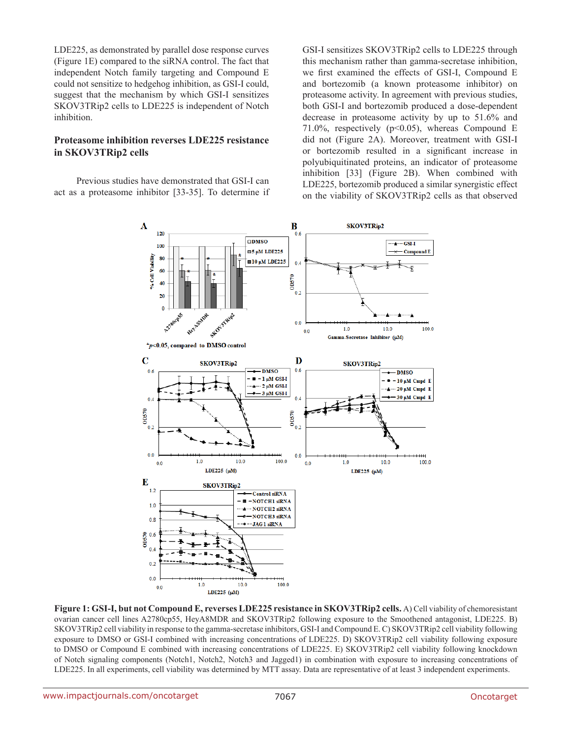LDE225, as demonstrated by parallel dose response curves (Figure 1E) compared to the siRNA control. The fact that independent Notch family targeting and Compound E could not sensitize to hedgehog inhibition, as GSI-I could, suggest that the mechanism by which GSI-I sensitizes SKOV3TRip2 cells to LDE225 is independent of Notch inhibition.

### Proteasome inhibition reverses LDE225 resistance in SKOV3TRip2 cells

Previous studies have demonstrated that GSI-I can act as a proteasome inhibitor [33-35]. To determine if GSI-I sensitizes SKOV3TRip2 cells to LDE225 through this mechanism rather than gamma-secretase inhibition, we first examined the effects of GSI-I, Compound E and bortezomib (a known proteasome inhibitor) on proteasome activity. In agreement with previous studies, both GSI-I and bortezomib produced a dose-dependent decrease in proteasome activity by up to 51.6% and 71.0%, respectively ($p<0.05$), whereas Compound E did not (Figure 2A). Moreover, treatment with GSI-I or bortezomib resulted in a significant increase in polyubiquitinated proteins, an indicator of proteasome inhibition [33] (Figure 2B). When combined with LDE225, bortezomib produced a similar synergistic effect on the viability of SKOV3TRip2 cells as that observed

**Figure 1: GSI-I, but not Compound E, reverses LDE225 resistance in SKOV3TRip2 cells.** A) Cell viability of chemoresistant ovarian cancer cell lines A2780cp55, HeyA8MDR and SKOV3TRip2 following exposure to the Smoothened antagonist, LDE225. B) SKOV3TRip2 cell viability in response to the gamma-secretase inhibitors, GSI-I and Compound E. C) SKOV3TRip2 cell viability following exposure to DMSO or GSI-I combined with increasing concentrations of LDE225. D) SKOV3TRip2 cell viability following exposure to DMSO or Compound E combined with increasing concentrations of LDE225. E) SKOV3TRip2 cell viability following knockdown of Notch signaling components (Notch1, Notch2, Notch3 and Jagged1) in combination with exposure to increasing concentrations of LDE225. In all experiments, cell viability was determined by MTT assay. Data are representative of at least 3 independent experiments.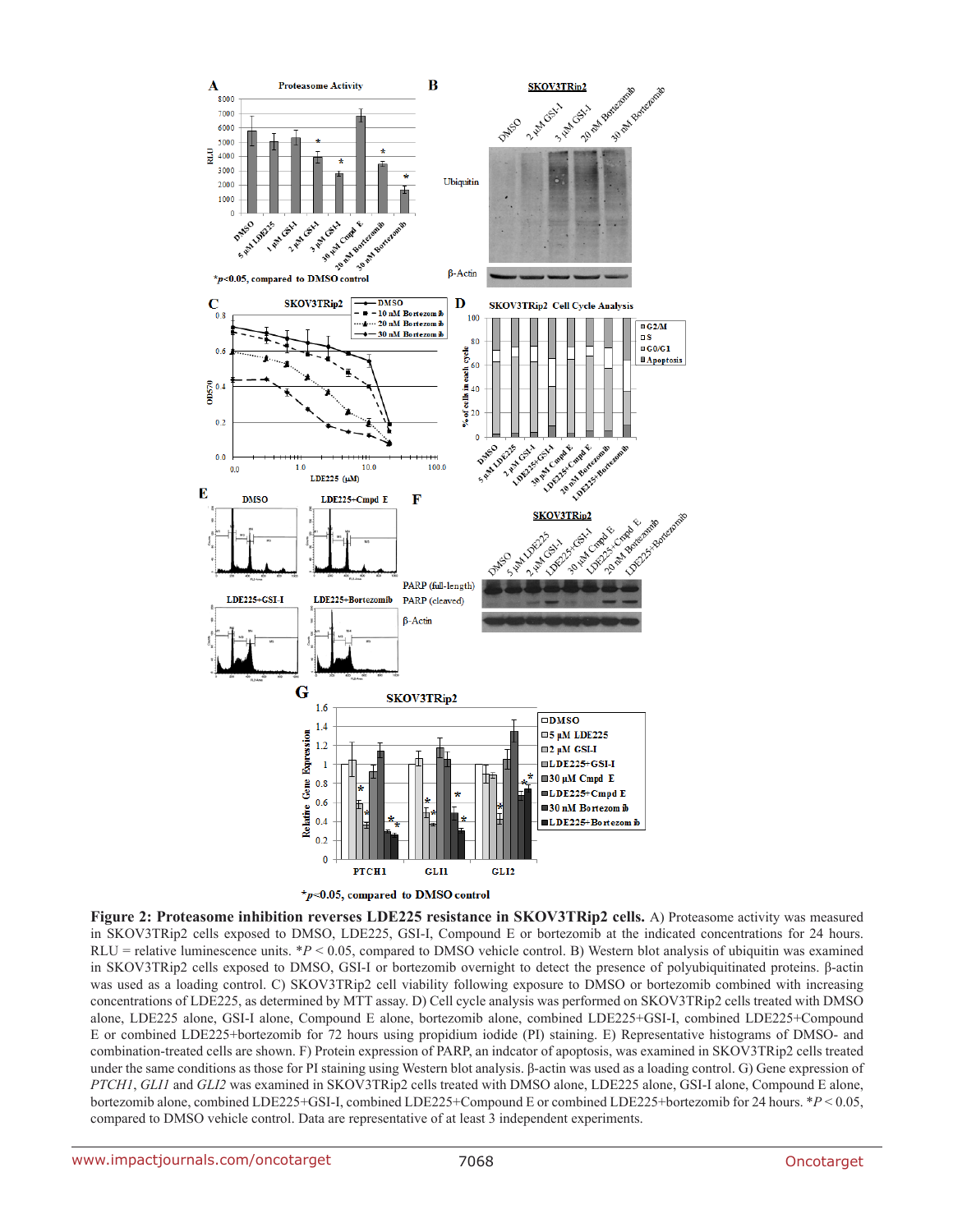**Figure 2: Proteasome inhibition reverses LDE225 resistance in SKOV3TRip2 cells.** A) Proteasome activity was measured in SKOV3TRip2 cells exposed to DMSO, LDE225, GSI-I, Compound E or bortezomib at the indicated concentrations for 24 hours. RLU = relative luminescence units. $*P < 0.05$, compared to DMSO vehicle control. B) Western blot analysis of ubiquitin was examined in SKOV3TRip2 cells exposed to DMSO, GSI-I or bortezomib overnight to detect the presence of polyubiquitinated proteins. β-actin was used as a loading control. C) SKOV3TRip2 cell viability following exposure to DMSO or bortezomib combined with increasing concentrations of LDE225, as determined by MTT assay. D) Cell cycle analysis was performed on SKOV3TRip2 cells treated with DMSO alone, LDE225 alone, GSI-I alone, Compound E alone, bortezomib alone, combined LDE225+GSI-I, combined LDE225+Compound E or combined LDE225+bortezomib for 72 hours using propidium iodide (PI) staining. E) Representative histograms of DMSO- and combination-treated cells are shown. F) Protein expression of PARP, an indcator of apoptosis, was examined in SKOV3TRip2 cells treated under the same conditions as those for PI staining using Western blot analysis. β-actin was used as a loading control. G) Gene expression of *PTCH1*, *GLI1* and *GLI2* was examined in SKOV3TRip2 cells treated with DMSO alone, LDE225 alone, GSI-I alone, Compound E alone, bortezomib alone, combined LDE225+GSI-I, combined LDE225+Compound E or combined LDE225+bortezomib for 24 hours. $*P < 0.05$, compared to DMSO vehicle control. Data are representative of at least 3 independent experiments.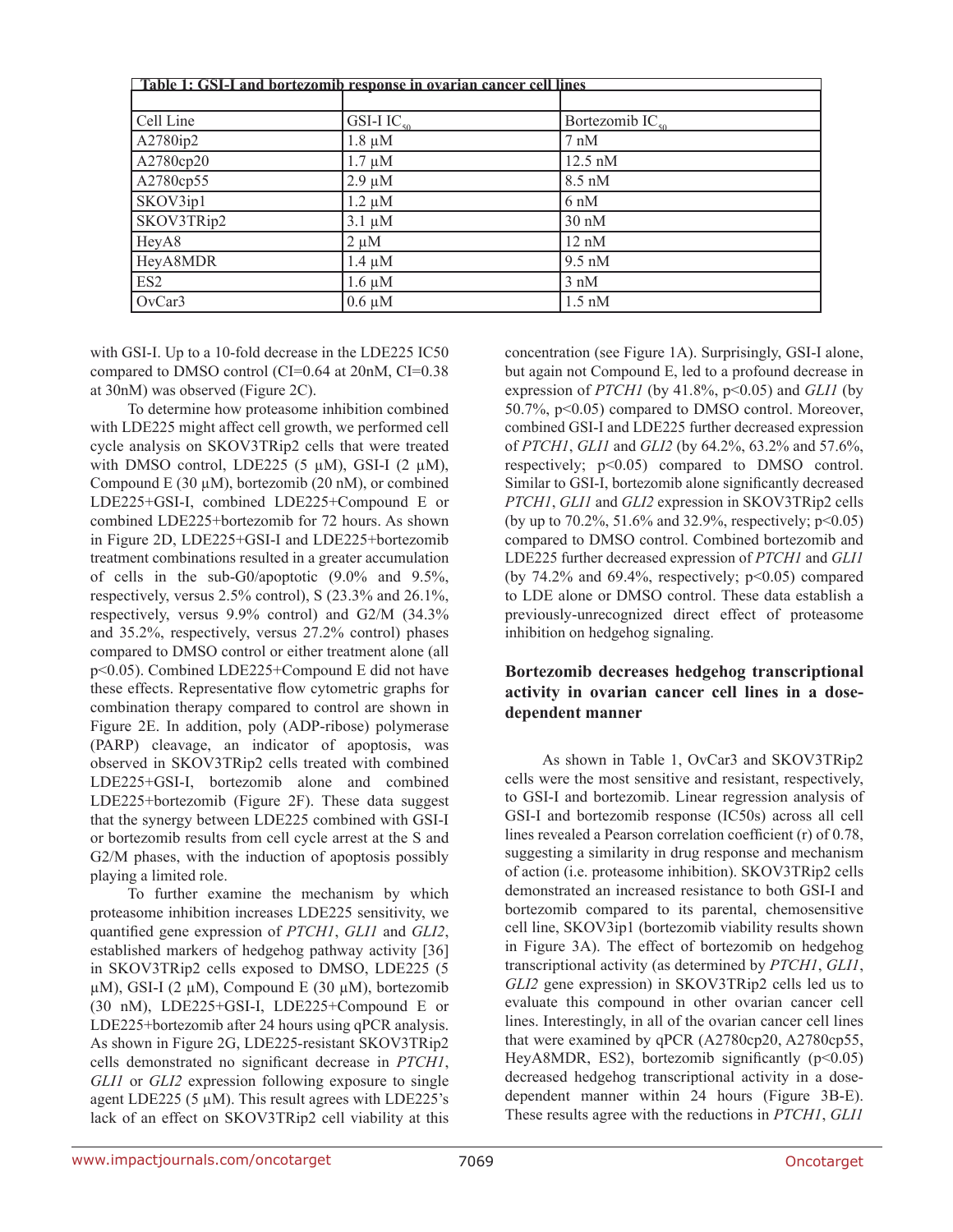**Table 1: GSI-I and bortezomib response in ovarian cancer cell lines**

| Cell Line | GSI-I $IC_{50}$ | Bortezomib $IC_{50}$ |
|---|---|---|
| A2780ip2 | 1.8 µM | 7 nM |
| A2780cp20 | 1.7 µM | 12.5 nM |
| A2780cp55 | 2.9 µM | 8.5 nM |
| SKOV3ip1 | 1.2 µM | 6 nM |
| SKOV3TRip2 | 3.1 µM | 30 nM |
| HeyA8 | 2 µM | 12 nM |
| HeyA8MDR | 1.4 µM | 9.5 nM |
| ES2 | 1.6 µM | 3 nM |
| OvCar3 | 0.6 µM | 1.5 nM |

with GSI-I. Up to a 10-fold decrease in the LDE225 IC50 compared to DMSO control (CI=0.64 at 20nM, CI=0.38 at 30nM) was observed (Figure 2C).

To determine how proteasome inhibition combined with LDE225 might affect cell growth, we performed cell cycle analysis on SKOV3TRip2 cells that were treated with DMSO control, LDE225 (5 µM), GSI-I (2 µM), Compound E (30 µM), bortezomib (20 nM), or combined LDE225+GSI-I, combined LDE225+Compound E or combined LDE225+bortezomib for 72 hours. As shown in Figure 2D, LDE225+GSI-I and LDE225+bortezomib treatment combinations resulted in a greater accumulation of cells in the sub-G0/apoptotic (9.0% and 9.5%, respectively, versus 2.5% control), S (23.3% and 26.1%, respectively, versus 9.9% control) and G2/M (34.3% and 35.2%, respectively, versus 27.2% control) phases compared to DMSO control or either treatment alone (all $p<0.05$). Combined LDE225+Compound E did not have these effects. Representative flow cytometric graphs for combination therapy compared to control are shown in Figure 2E. In addition, poly (ADP-ribose) polymerase (PARP) cleavage, an indicator of apoptosis, was observed in SKOV3TRip2 cells treated with combined LDE225+GSI-I, bortezomib alone and combined LDE225+bortezomib (Figure 2F). These data suggest that the synergy between LDE225 combined with GSI-I or bortezomib results from cell cycle arrest at the S and G2/M phases, with the induction of apoptosis possibly playing a limited role.

To further examine the mechanism by which proteasome inhibition increases LDE225 sensitivity, we quantified gene expression of *PTCH1*, *GLI1* and *GLI2*, established markers of hedgehog pathway activity [36] in SKOV3TRip2 cells exposed to DMSO, LDE225 (5 µM), GSI-I (2 µM), Compound E (30 µM), bortezomib (30 nM), LDE225+GSI-I, LDE225+Compound E or LDE225+bortezomib after 24 hours using qPCR analysis. As shown in Figure 2G, LDE225-resistant SKOV3TRip2 cells demonstrated no significant decrease in *PTCH1*, *GLI1* or *GLI2* expression following exposure to single agent LDE225 (5 µM). This result agrees with LDE225's lack of an effect on SKOV3TRip2 cell viability at this concentration (see Figure 1A). Surprisingly, GSI-I alone, but again not Compound E, led to a profound decrease in expression of *PTCH1* (by 41.8%, $p<0.05$) and *GLI1* (by 50.7%, $p<0.05$) compared to DMSO control. Moreover, combined GSI-I and LDE225 further decreased expression of *PTCH1*, *GLI1* and *GLI2* (by 64.2%, 63.2% and 57.6%, respectively; $p<0.05$) compared to DMSO control. Similar to GSI-I, bortezomib alone significantly decreased *PTCH1*, *GLI1* and *GLI2* expression in SKOV3TRip2 cells (by up to 70.2%, 51.6% and 32.9%, respectively; $p<0.05$) compared to DMSO control. Combined bortezomib and LDE225 further decreased expression of *PTCH1* and *GLI1* (by 74.2% and 69.4%, respectively; $p<0.05$) compared to LDE alone or DMSO control. These data establish a previously-unrecognized direct effect of proteasome inhibition on hedgehog signaling.

### Bortezomib decreases hedgehog transcriptional activity in ovarian cancer cell lines in a dose-dependent manner

As shown in Table 1, OvCar3 and SKOV3TRip2 cells were the most sensitive and resistant, respectively, to GSI-I and bortezomib. Linear regression analysis of GSI-I and bortezomib response (IC50s) across all cell lines revealed a Pearson correlation coefficient (r) of 0.78, suggesting a similarity in drug response and mechanism of action (i.e. proteasome inhibition). SKOV3TRip2 cells demonstrated an increased resistance to both GSI-I and bortezomib compared to its parental, chemosensitive cell line, SKOV3ip1 (bortezomib viability results shown in Figure 3A). The effect of bortezomib on hedgehog transcriptional activity (as determined by *PTCH1*, *GLI1*, *GLI2* gene expression) in SKOV3TRip2 cells led us to evaluate this compound in other ovarian cancer cell lines. Interestingly, in all of the ovarian cancer cell lines that were examined by qPCR (A2780cp20, A2780cp55, HeyA8MDR, ES2), bortezomib significantly ($p<0.05$) decreased hedgehog transcriptional activity in a dose-dependent manner within 24 hours (Figure 3B-E). These results agree with the reductions in *PTCH1*, *GLI1*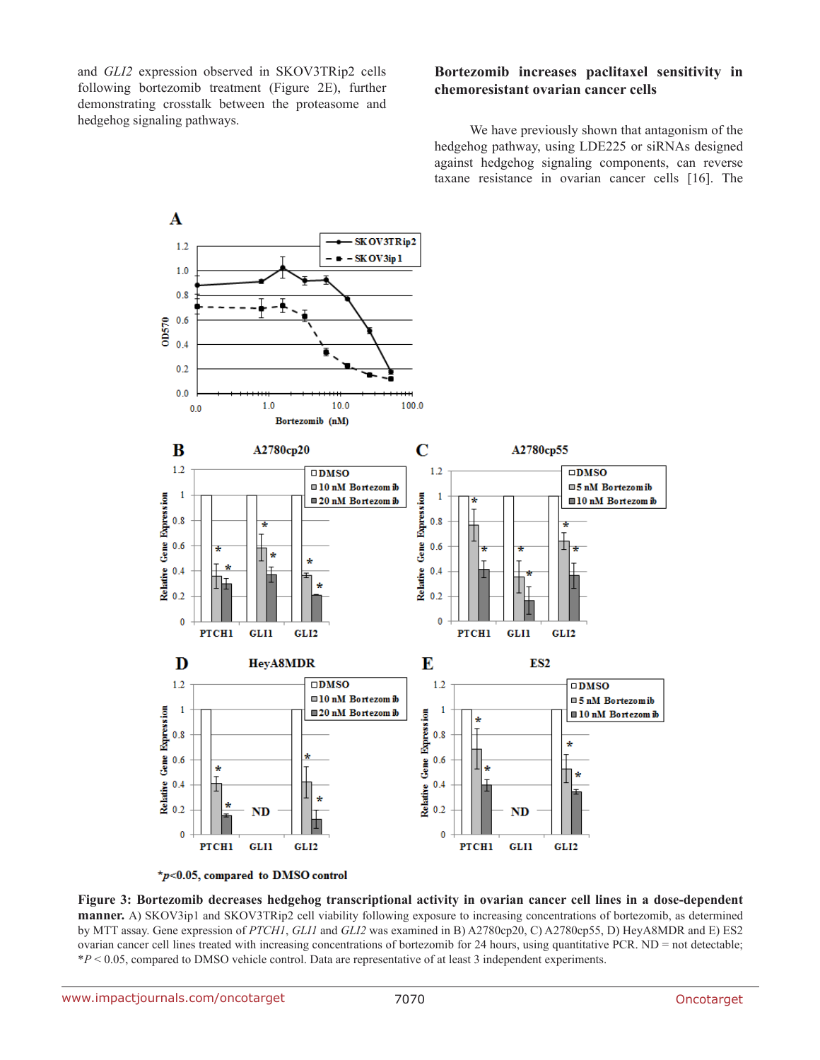and *GLI2* expression observed in SKOV3TRip2 cells following bortezomib treatment (Figure 2E), further demonstrating crosstalk between the proteasome and hedgehog signaling pathways.

## Bortezomib increases paclitaxel sensitivity in chemoresistant ovarian cancer cells

We have previously shown that antagonism of the hedgehog pathway, using LDE225 or siRNAs designed against hedgehog signaling components, can reverse taxane resistance in ovarian cancer cells [16]. The

**Figure 3: Bortezomib decreases hedgehog transcriptional activity in ovarian cancer cell lines in a dose-dependent manner.** A) SKOV3ip1 and SKOV3TRip2 cell viability following exposure to increasing concentrations of bortezomib, as determined by MTT assay. Gene expression of *PTCH1*, *GLI1* and *GLI2* was examined in B) A2780cp20, C) A2780cp55, D) HeyA8MDR and E) ES2 ovarian cancer cell lines treated with increasing concentrations of bortezomib for 24 hours, using quantitative PCR. ND = not detectable; *$P < 0.05$, compared to DMSO vehicle control. Data are representative of at least 3 independent experiments.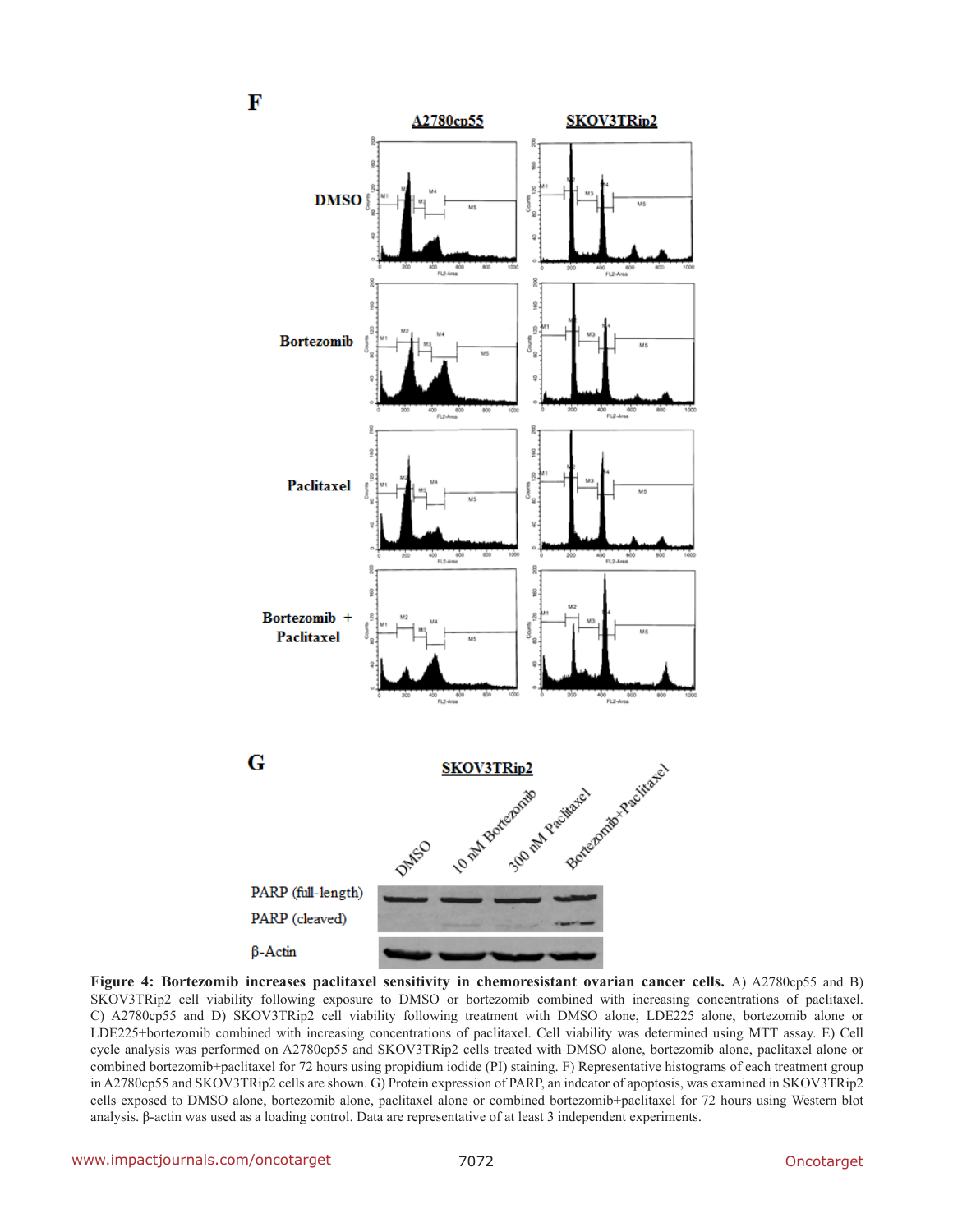**Figure 4: Bortezomib increases paclitaxel sensitivity in chemoresistant ovarian cancer cells.** A) A2780cp55 and B) SKOV3TRip2 cell viability following exposure to DMSO or bortezomib combined with increasing concentrations of paclitaxel. C) A2780cp55 and D) SKOV3TRip2 cell viability following treatment with DMSO alone, LDE225 alone, bortezomib alone or LDE225+bortezomib combined with increasing concentrations of paclitaxel. Cell viability was determined using MTT assay. E) Cell cycle analysis was performed on A2780cp55 and SKOV3TRip2 cells treated with DMSO alone, bortezomib alone, paclitaxel alone or combined bortezomib+paclitaxel for 72 hours using propidium iodide (PI) staining. F) Representative histograms of each treatment group in A2780cp55 and SKOV3TRip2 cells are shown. G) Protein expression of PARP, an indcator of apoptosis, was examined in SKOV3TRip2 cells exposed to DMSO alone, bortezomib alone, paclitaxel alone or combined bortezomib+paclitaxel for 72 hours using Western blot analysis. β-actin was used as a loading control. Data are representative of at least 3 independent experiments.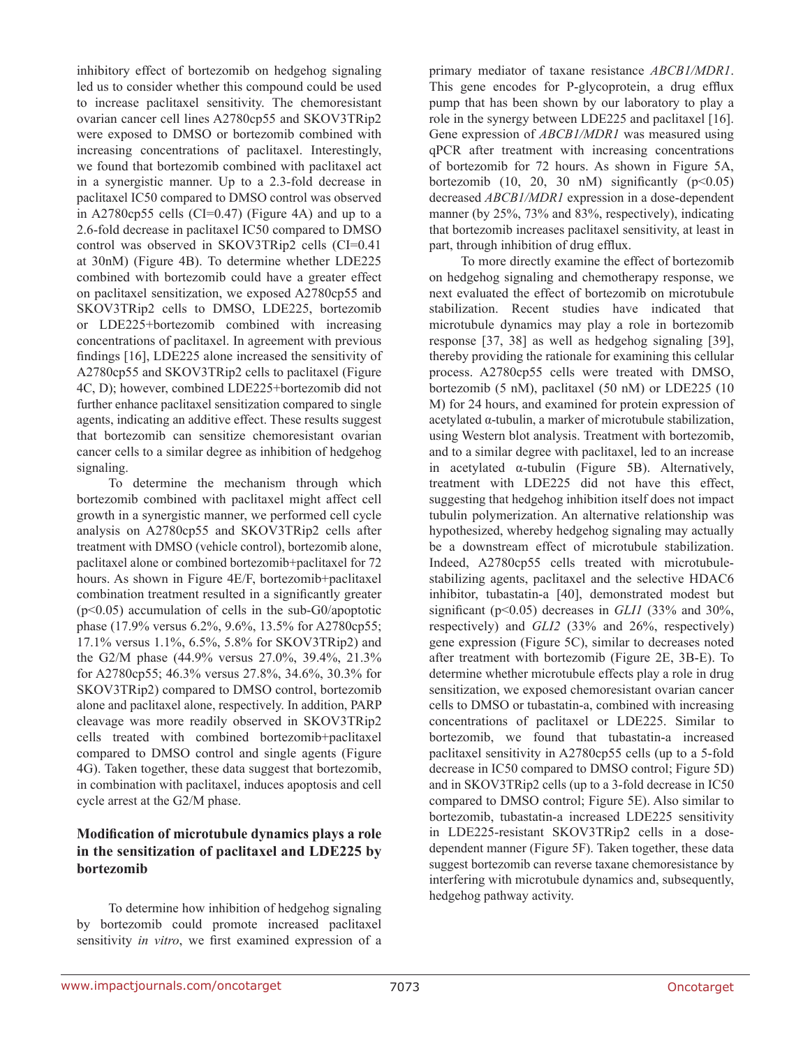inhibitory effect of bortezomib on hedgehog signaling led us to consider whether this compound could be used to increase paclitaxel sensitivity. The chemoresistant ovarian cancer cell lines A2780cp55 and SKOV3TRip2 were exposed to DMSO or bortezomib combined with increasing concentrations of paclitaxel. Interestingly, we found that bortezomib combined with paclitaxel act in a synergistic manner. Up to a 2.3-fold decrease in paclitaxel IC50 compared to DMSO control was observed in A2780cp55 cells (CI=0.47) (Figure 4A) and up to a 2.6-fold decrease in paclitaxel IC50 compared to DMSO control was observed in SKOV3TRip2 cells (CI=0.41 at 30nM) (Figure 4B). To determine whether LDE225 combined with bortezomib could have a greater effect on paclitaxel sensitization, we exposed A2780cp55 and SKOV3TRip2 cells to DMSO, LDE225, bortezomib or LDE225+bortezomib combined with increasing concentrations of paclitaxel. In agreement with previous findings [16], LDE225 alone increased the sensitivity of A2780cp55 and SKOV3TRip2 cells to paclitaxel (Figure 4C, D); however, combined LDE225+bortezomib did not further enhance paclitaxel sensitization compared to single agents, indicating an additive effect. These results suggest that bortezomib can sensitize chemoresistant ovarian cancer cells to a similar degree as inhibition of hedgehog signaling.

To determine the mechanism through which bortezomib combined with paclitaxel might affect cell growth in a synergistic manner, we performed cell cycle analysis on A2780cp55 and SKOV3TRip2 cells after treatment with DMSO (vehicle control), bortezomib alone, paclitaxel alone or combined bortezomib+paclitaxel for 72 hours. As shown in Figure 4E/F, bortezomib+paclitaxel combination treatment resulted in a significantly greater ($p<0.05$) accumulation of cells in the sub-G0/apoptotic phase (17.9% versus 6.2%, 9.6%, 13.5% for A2780cp55; 17.1% versus 1.1%, 6.5%, 5.8% for SKOV3TRip2) and the G2/M phase (44.9% versus 27.0%, 39.4%, 21.3% for A2780cp55; 46.3% versus 27.8%, 34.6%, 30.3% for SKOV3TRip2) compared to DMSO control, bortezomib alone and paclitaxel alone, respectively. In addition, PARP cleavage was more readily observed in SKOV3TRip2 cells treated with combined bortezomib+paclitaxel compared to DMSO control and single agents (Figure 4G). Taken together, these data suggest that bortezomib, in combination with paclitaxel, induces apoptosis and cell cycle arrest at the G2/M phase.

## Modification of microtubule dynamics plays a role in the sensitization of paclitaxel and LDE225 by bortezomib

To determine how inhibition of hedgehog signaling by bortezomib could promote increased paclitaxel sensitivity *in vitro*, we first examined expression of a primary mediator of taxane resistance *ABCB1/MDR1*. This gene encodes for P-glycoprotein, a drug efflux pump that has been shown by our laboratory to play a role in the synergy between LDE225 and paclitaxel [16]. Gene expression of *ABCB1/MDR1* was measured using qPCR after treatment with increasing concentrations of bortezomib for 72 hours. As shown in Figure 5A, bortezomib (10, 20, 30 nM) significantly ($p<0.05$) decreased *ABCB1/MDR1* expression in a dose-dependent manner (by 25%, 73% and 83%, respectively), indicating that bortezomib increases paclitaxel sensitivity, at least in part, through inhibition of drug efflux.

To more directly examine the effect of bortezomib on hedgehog signaling and chemotherapy response, we next evaluated the effect of bortezomib on microtubule stabilization. Recent studies have indicated that microtubule dynamics may play a role in bortezomib response [37, 38] as well as hedgehog signaling [39], thereby providing the rationale for examining this cellular process. A2780cp55 cells were treated with DMSO, bortezomib (5 nM), paclitaxel (50 nM) or LDE225 (10 M) for 24 hours, and examined for protein expression of acetylated α-tubulin, a marker of microtubule stabilization, using Western blot analysis. Treatment with bortezomib, and to a similar degree with paclitaxel, led to an increase in acetylated α-tubulin (Figure 5B). Alternatively, treatment with LDE225 did not have this effect, suggesting that hedgehog inhibition itself does not impact tubulin polymerization. An alternative relationship was hypothesized, whereby hedgehog signaling may actually be a downstream effect of microtubule stabilization. Indeed, A2780cp55 cells treated with microtubule-stabilizing agents, paclitaxel and the selective HDAC6 inhibitor, tubastatin-a [40], demonstrated modest but significant ($p<0.05$) decreases in *GLI1* (33% and 30%, respectively) and *GLI2* (33% and 26%, respectively) gene expression (Figure 5C), similar to decreases noted after treatment with bortezomib (Figure 2E, 3B-E). To determine whether microtubule effects play a role in drug sensitization, we exposed chemoresistant ovarian cancer cells to DMSO or tubastatin-a, combined with increasing concentrations of paclitaxel or LDE225. Similar to bortezomib, we found that tubastatin-a increased paclitaxel sensitivity in A2780cp55 cells (up to a 5-fold decrease in IC50 compared to DMSO control; Figure 5D) and in SKOV3TRip2 cells (up to a 3-fold decrease in IC50 compared to DMSO control; Figure 5E). Also similar to bortezomib, tubastatin-a increased LDE225 sensitivity in LDE225-resistant SKOV3TRip2 cells in a dose-dependent manner (Figure 5F). Taken together, these data suggest bortezomib can reverse taxane chemoresistance by interfering with microtubule dynamics and, subsequently, hedgehog pathway activity.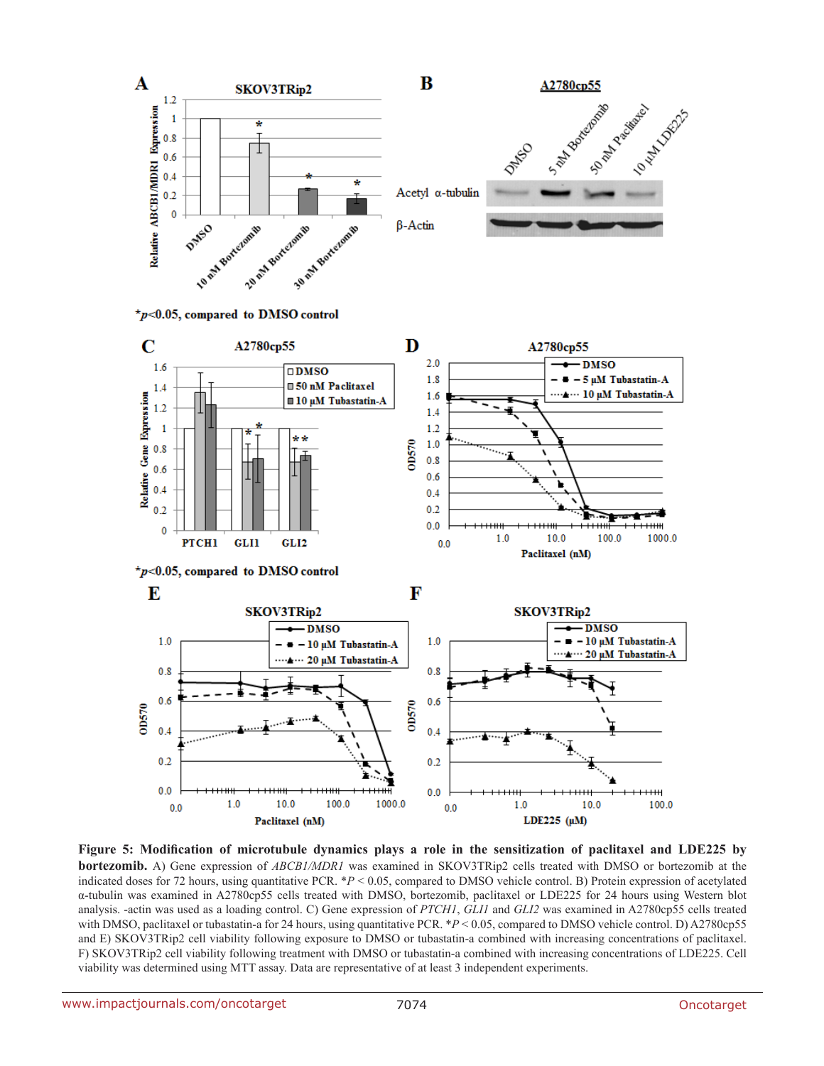**Figure 5: Modification of microtubule dynamics plays a role in the sensitization of paclitaxel and LDE225 by bortezomib.** A) Gene expression of *ABCB1/MDR1* was examined in SKOV3TRip2 cells treated with DMSO or bortezomib at the indicated doses for 72 hours, using quantitative PCR. *$P < 0.05$, compared to DMSO vehicle control. B) Protein expression of acetylated α-tubulin was examined in A2780cp55 cells treated with DMSO, bortezomib, paclitaxel or LDE225 for 24 hours using Western blot analysis. -actin was used as a loading control. C) Gene expression of *PTCH1*, *GLI1* and *GLI2* was examined in A2780cp55 cells treated with DMSO, paclitaxel or tubastatin-a for 24 hours, using quantitative PCR. *$P < 0.05$, compared to DMSO vehicle control. D) A2780cp55 and E) SKOV3TRip2 cell viability following exposure to DMSO or tubastatin-a combined with increasing concentrations of paclitaxel. F) SKOV3TRip2 cell viability following treatment with DMSO or tubastatin-a combined with increasing concentrations of LDE225. Cell viability was determined using MTT assay. Data are representative of at least 3 independent experiments.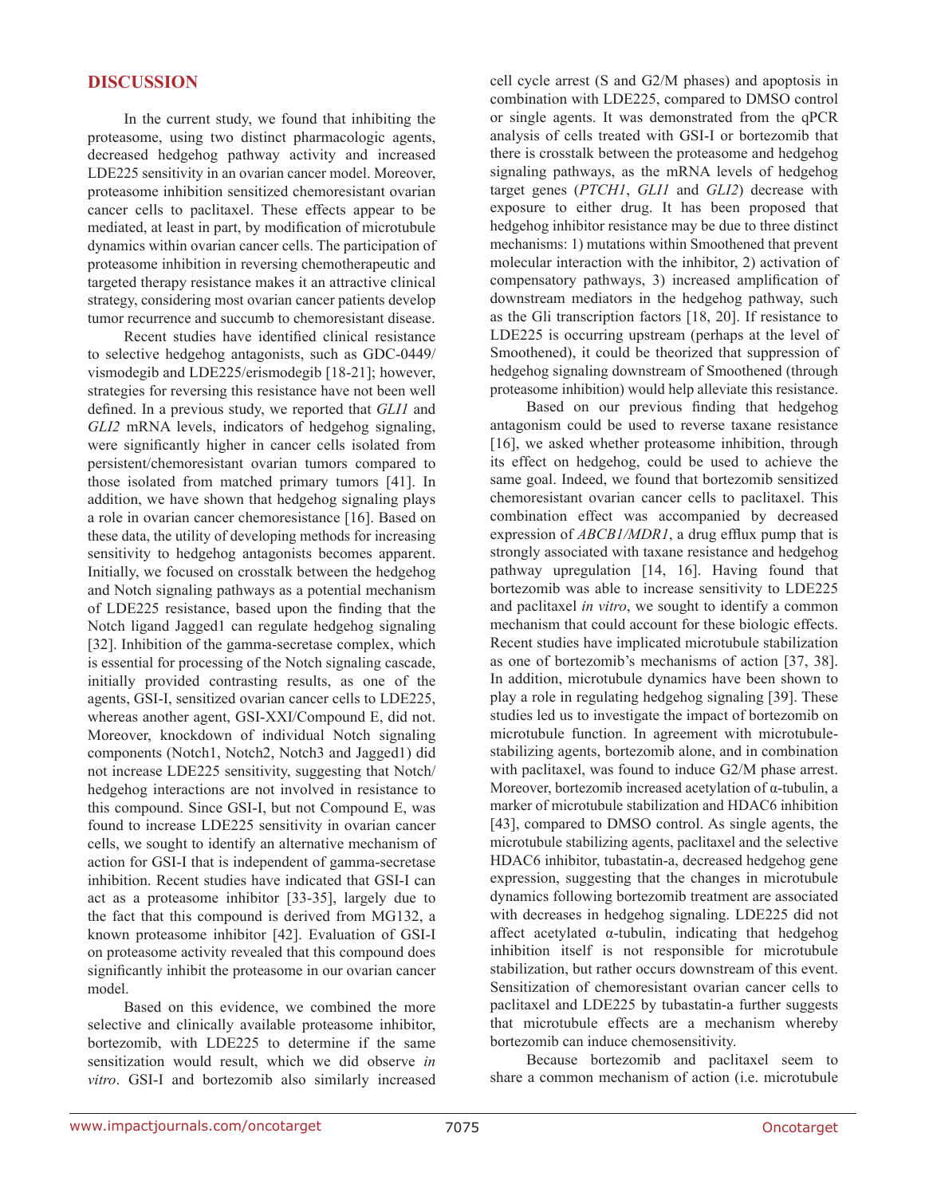## DISCUSSION

In the current study, we found that inhibiting the proteasome, using two distinct pharmacologic agents, decreased hedgehog pathway activity and increased LDE225 sensitivity in an ovarian cancer model. Moreover, proteasome inhibition sensitized chemoresistant ovarian cancer cells to paclitaxel. These effects appear to be mediated, at least in part, by modification of microtubule dynamics within ovarian cancer cells. The participation of proteasome inhibition in reversing chemotherapeutic and targeted therapy resistance makes it an attractive clinical strategy, considering most ovarian cancer patients develop tumor recurrence and succumb to chemoresistant disease.

Recent studies have identified clinical resistance to selective hedgehog antagonists, such as GDC-0449/vismodegib and LDE225/erismodegib [18-21]; however, strategies for reversing this resistance have not been well defined. In a previous study, we reported that *GLI1* and *GLI2* mRNA levels, indicators of hedgehog signaling, were significantly higher in cancer cells isolated from persistent/chemoresistant ovarian tumors compared to those isolated from matched primary tumors [41]. In addition, we have shown that hedgehog signaling plays a role in ovarian cancer chemoresistance [16]. Based on these data, the utility of developing methods for increasing sensitivity to hedgehog antagonists becomes apparent. Initially, we focused on crosstalk between the hedgehog and Notch signaling pathways as a potential mechanism of LDE225 resistance, based upon the finding that the Notch ligand Jagged1 can regulate hedgehog signaling [32]. Inhibition of the gamma-secretase complex, which is essential for processing of the Notch signaling cascade, initially provided contrasting results, as one of the agents, GSI-I, sensitized ovarian cancer cells to LDE225, whereas another agent, GSI-XXI/Compound E, did not. Moreover, knockdown of individual Notch signaling components (Notch1, Notch2, Notch3 and Jagged1) did not increase LDE225 sensitivity, suggesting that Notch/hedgehog interactions are not involved in resistance to this compound. Since GSI-I, but not Compound E, was found to increase LDE225 sensitivity in ovarian cancer cells, we sought to identify an alternative mechanism of action for GSI-I that is independent of gamma-secretase inhibition. Recent studies have indicated that GSI-I can act as a proteasome inhibitor [33-35], largely due to the fact that this compound is derived from MG132, a known proteasome inhibitor [42]. Evaluation of GSI-I on proteasome activity revealed that this compound does significantly inhibit the proteasome in our ovarian cancer model.

Based on this evidence, we combined the more selective and clinically available proteasome inhibitor, bortezomib, with LDE225 to determine if the same sensitization would result, which we did observe *in vitro*. GSI-I and bortezomib also similarly increased cell cycle arrest (S and G2/M phases) and apoptosis in combination with LDE225, compared to DMSO control or single agents. It was demonstrated from the qPCR analysis of cells treated with GSI-I or bortezomib that there is crosstalk between the proteasome and hedgehog signaling pathways, as the mRNA levels of hedgehog target genes (*PTCH1*, *GLI1* and *GLI2*) decrease with exposure to either drug. It has been proposed that hedgehog inhibitor resistance may be due to three distinct mechanisms: 1) mutations within Smoothened that prevent molecular interaction with the inhibitor, 2) activation of compensatory pathways, 3) increased amplification of downstream mediators in the hedgehog pathway, such as the Gli transcription factors [18, 20]. If resistance to LDE225 is occurring upstream (perhaps at the level of Smoothened), it could be theorized that suppression of hedgehog signaling downstream of Smoothened (through proteasome inhibition) would help alleviate this resistance.

Based on our previous finding that hedgehog antagonism could be used to reverse taxane resistance [16], we asked whether proteasome inhibition, through its effect on hedgehog, could be used to achieve the same goal. Indeed, we found that bortezomib sensitized chemoresistant ovarian cancer cells to paclitaxel. This combination effect was accompanied by decreased expression of *ABCB1/MDR1*, a drug efflux pump that is strongly associated with taxane resistance and hedgehog pathway upregulation [14, 16]. Having found that bortezomib was able to increase sensitivity to LDE225 and paclitaxel *in vitro*, we sought to identify a common mechanism that could account for these biologic effects. Recent studies have implicated microtubule stabilization as one of bortezomib's mechanisms of action [37, 38]. In addition, microtubule dynamics have been shown to play a role in regulating hedgehog signaling [39]. These studies led us to investigate the impact of bortezomib on microtubule function. In agreement with microtubule-stabilizing agents, bortezomib alone, and in combination with paclitaxel, was found to induce G2/M phase arrest. Moreover, bortezomib increased acetylation of α-tubulin, a marker of microtubule stabilization and HDAC6 inhibition [43], compared to DMSO control. As single agents, the microtubule stabilizing agents, paclitaxel and the selective HDAC6 inhibitor, tubastatin-a, decreased hedgehog gene expression, suggesting that the changes in microtubule dynamics following bortezomib treatment are associated with decreases in hedgehog signaling. LDE225 did not affect acetylated α-tubulin, indicating that hedgehog inhibition itself is not responsible for microtubule stabilization, but rather occurs downstream of this event. Sensitization of chemoresistant ovarian cancer cells to paclitaxel and LDE225 by tubastatin-a further suggests that microtubule effects are a mechanism whereby bortezomib can induce chemosensitivity.

Because bortezomib and paclitaxel seem to share a common mechanism of action (i.e. microtubule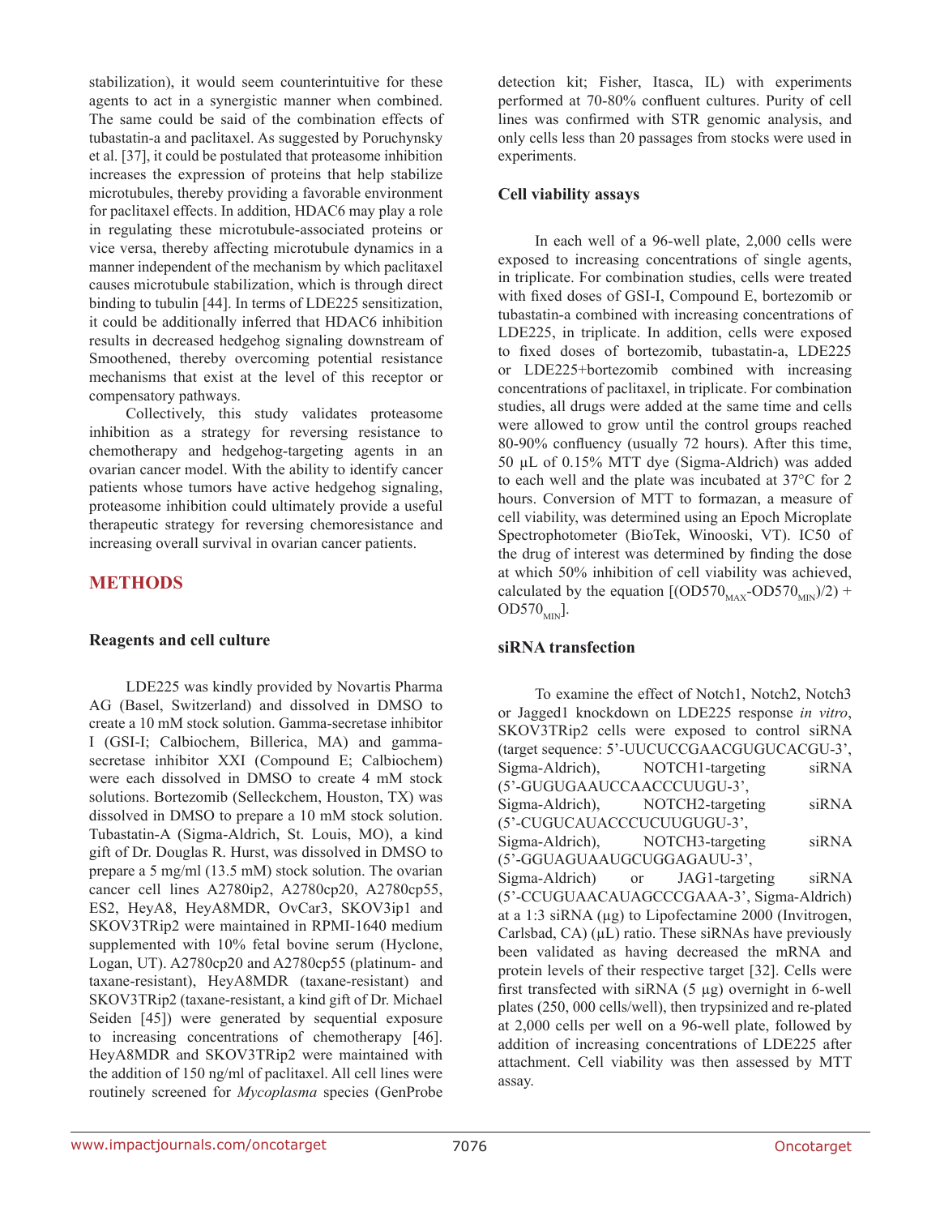stabilization), it would seem counterintuitive for these agents to act in a synergistic manner when combined. The same could be said of the combination effects of tubastatin-a and paclitaxel. As suggested by Poruchynsky et al. [37], it could be postulated that proteasome inhibition increases the expression of proteins that help stabilize microtubules, thereby providing a favorable environment for paclitaxel effects. In addition, HDAC6 may play a role in regulating these microtubule-associated proteins or vice versa, thereby affecting microtubule dynamics in a manner independent of the mechanism by which paclitaxel causes microtubule stabilization, which is through direct binding to tubulin [44]. In terms of LDE225 sensitization, it could be additionally inferred that HDAC6 inhibition results in decreased hedgehog signaling downstream of Smoothened, thereby overcoming potential resistance mechanisms that exist at the level of this receptor or compensatory pathways.

Collectively, this study validates proteasome inhibition as a strategy for reversing resistance to chemotherapy and hedgehog-targeting agents in an ovarian cancer model. With the ability to identify cancer patients whose tumors have active hedgehog signaling, proteasome inhibition could ultimately provide a useful therapeutic strategy for reversing chemoresistance and increasing overall survival in ovarian cancer patients.

## METHODS

### Reagents and cell culture

LDE225 was kindly provided by Novartis Pharma AG (Basel, Switzerland) and dissolved in DMSO to create a 10 mM stock solution. Gamma-secretase inhibitor I (GSI-I; Calbiochem, Billerica, MA) and gamma-secretase inhibitor XXI (Compound E; Calbiochem) were each dissolved in DMSO to create 4 mM stock solutions. Bortezomib (Selleckchem, Houston, TX) was dissolved in DMSO to prepare a 10 mM stock solution. Tubastatin-A (Sigma-Aldrich, St. Louis, MO), a kind gift of Dr. Douglas R. Hurst, was dissolved in DMSO to prepare a 5 mg/ml (13.5 mM) stock solution. The ovarian cancer cell lines A2780ip2, A2780cp20, A2780cp55, ES2, HeyA8, HeyA8MDR, OvCar3, SKOV3ip1 and SKOV3TRip2 were maintained in RPMI-1640 medium supplemented with 10% fetal bovine serum (Hyclone, Logan, UT). A2780cp20 and A2780cp55 (platinum- and taxane-resistant), HeyA8MDR (taxane-resistant) and SKOV3TRip2 (taxane-resistant, a kind gift of Dr. Michael Seiden [45]) were generated by sequential exposure to increasing concentrations of chemotherapy [46]. HeyA8MDR and SKOV3TRip2 were maintained with the addition of 150 ng/ml of paclitaxel. All cell lines were routinely screened for *Mycoplasma* species (GenProbe detection kit; Fisher, Itasca, IL) with experiments performed at 70-80% confluent cultures. Purity of cell lines was confirmed with STR genomic analysis, and only cells less than 20 passages from stocks were used in experiments.

### Cell viability assays

In each well of a 96-well plate, 2,000 cells were exposed to increasing concentrations of single agents, in triplicate. For combination studies, cells were treated with fixed doses of GSI-I, Compound E, bortezomib or tubastatin-a combined with increasing concentrations of LDE225, in triplicate. In addition, cells were exposed to fixed doses of bortezomib, tubastatin-a, LDE225 or LDE225+bortezomib combined with increasing concentrations of paclitaxel, in triplicate. For combination studies, all drugs were added at the same time and cells were allowed to grow until the control groups reached 80-90% confluency (usually 72 hours). After this time, 50 µL of 0.15% MTT dye (Sigma-Aldrich) was added to each well and the plate was incubated at 37°C for 2 hours. Conversion of MTT to formazan, a measure of cell viability, was determined using an Epoch Microplate Spectrophotometer (BioTek, Winooski, VT). IC50 of the drug of interest was determined by finding the dose at which 50% inhibition of cell viability was achieved, calculated by the equation $[(OD570_{MAX}-OD570_{MIN})/2) + OD570_{MIN}]$.

### siRNA transfection

To examine the effect of Notch1, Notch2, Notch3 or Jagged1 knockdown on LDE225 response *in vitro*, SKOV3TRip2 cells were exposed to control siRNA (target sequence: 5'-UUCUCCGAACGUGUCACGU-3', Sigma-Aldrich), NOTCH1-targeting siRNA (5'-GUGUGAAUCCAACCCUUGU-3', Sigma-Aldrich), NOTCH2-targeting siRNA (5'-CUGUCAUACCCUCUUGUGU-3', Sigma-Aldrich), NOTCH3-targeting siRNA (5'-GGUAGUAAUGCUGGAGAUU-3', Sigma-Aldrich) or JAG1-targeting siRNA (5'-CCUGUAACAUAGCCCGAAA-3', Sigma-Aldrich) at a 1:3 siRNA (µg) to Lipofectamine 2000 (Invitrogen, Carlsbad, CA) (µL) ratio. These siRNAs have previously been validated as having decreased the mRNA and protein levels of their respective target [32]. Cells were first transfected with siRNA (5 µg) overnight in 6-well plates (250, 000 cells/well), then trypsinized and re-plated at 2,000 cells per well on a 96-well plate, followed by addition of increasing concentrations of LDE225 after attachment. Cell viability was then assessed by MTT assay.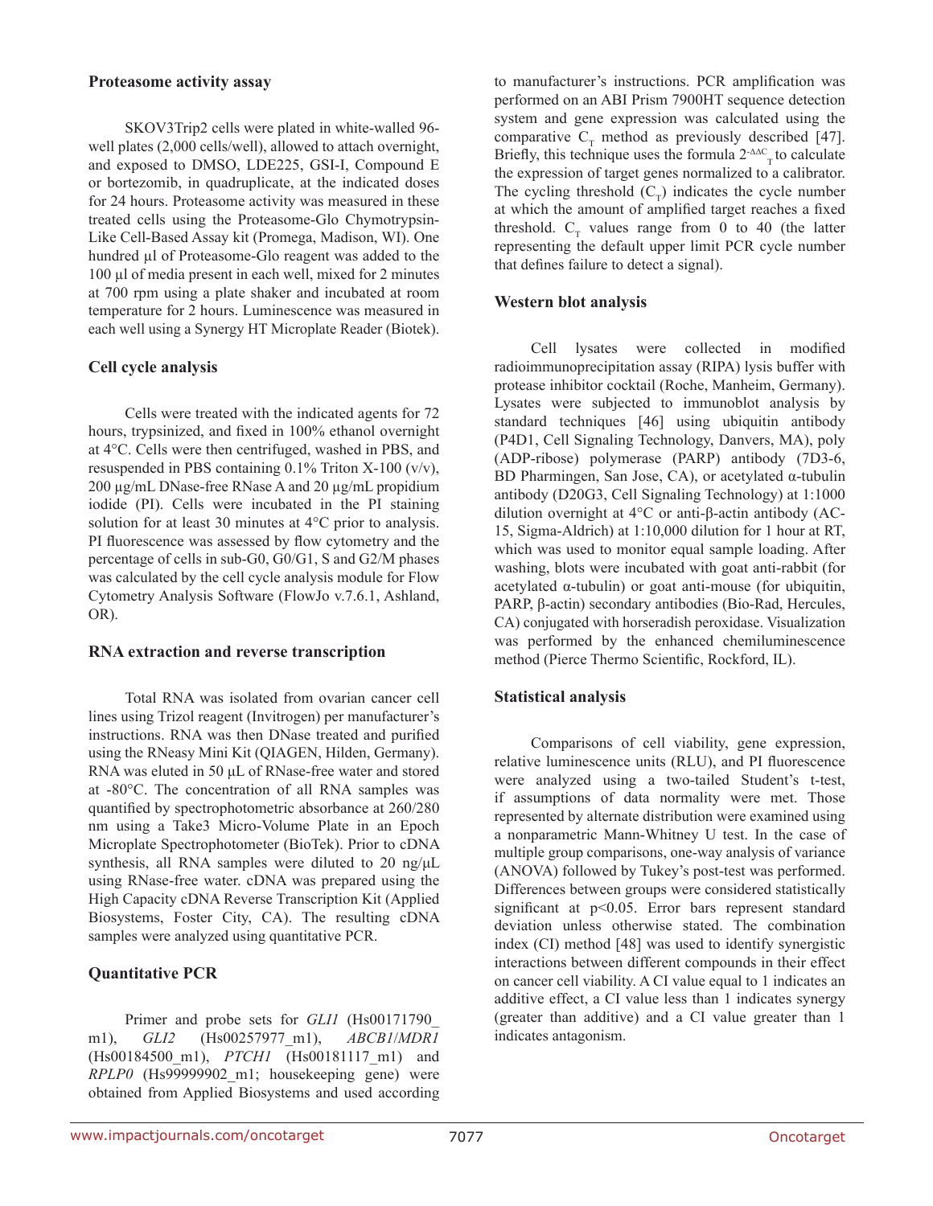### Proteasome activity assay

SKOV3Trip2 cells were plated in white-walled 96-well plates (2,000 cells/well), allowed to attach overnight, and exposed to DMSO, LDE225, GSI-I, Compound E or bortezomib, in quadruplicate, at the indicated doses for 24 hours. Proteasome activity was measured in these treated cells using the Proteasome-Glo Chymotrypsin-Like Cell-Based Assay kit (Promega, Madison, WI). One hundred µl of Proteasome-Glo reagent was added to the 100 µl of media present in each well, mixed for 2 minutes at 700 rpm using a plate shaker and incubated at room temperature for 2 hours. Luminescence was measured in each well using a Synergy HT Microplate Reader (Biotek).

### Cell cycle analysis

Cells were treated with the indicated agents for 72 hours, trypsinized, and fixed in 100% ethanol overnight at 4°C. Cells were then centrifuged, washed in PBS, and resuspended in PBS containing 0.1% Triton X-100 (v/v), 200 µg/mL DNase-free RNase A and 20 µg/mL propidium iodide (PI). Cells were incubated in the PI staining solution for at least 30 minutes at 4°C prior to analysis. PI fluorescence was assessed by flow cytometry and the percentage of cells in sub-G0, G0/G1, S and G2/M phases was calculated by the cell cycle analysis module for Flow Cytometry Analysis Software (FlowJo v.7.6.1, Ashland, OR).

### RNA extraction and reverse transcription

Total RNA was isolated from ovarian cancer cell lines using Trizol reagent (Invitrogen) per manufacturer's instructions. RNA was then DNase treated and purified using the RNeasy Mini Kit (QIAGEN, Hilden, Germany). RNA was eluted in 50 µL of RNase-free water and stored at -80°C. The concentration of all RNA samples was quantified by spectrophotometric absorbance at 260/280 nm using a Take3 Micro-Volume Plate in an Epoch Microplate Spectrophotometer (BioTek). Prior to cDNA synthesis, all RNA samples were diluted to 20 ng/µL using RNase-free water. cDNA was prepared using the High Capacity cDNA Reverse Transcription Kit (Applied Biosystems, Foster City, CA). The resulting cDNA samples were analyzed using quantitative PCR.

### Quantitative PCR

Primer and probe sets for *GLI1* (Hs00171790_m1), *GLI2* (Hs00257977_m1), *ABCB1*/*MDR1* (Hs00184500_m1), *PTCH1* (Hs00181117_m1) and *RPLP0* (Hs99999902_m1; housekeeping gene) were obtained from Applied Biosystems and used according to manufacturer's instructions. PCR amplification was performed on an ABI Prism 7900HT sequence detection system and gene expression was calculated using the comparative $C_T$ method as previously described [47]. Briefly, this technique uses the formula $2^{-\Delta\Delta C_T}$ to calculate the expression of target genes normalized to a calibrator. The cycling threshold ($C_T$) indicates the cycle number at which the amount of amplified target reaches a fixed threshold. $C_T$ values range from 0 to 40 (the latter representing the default upper limit PCR cycle number that defines failure to detect a signal).

### Western blot analysis

Cell lysates were collected in modified radioimmunoprecipitation assay (RIPA) lysis buffer with protease inhibitor cocktail (Roche, Manheim, Germany). Lysates were subjected to immunoblot analysis by standard techniques [46] using ubiquitin antibody (P4D1, Cell Signaling Technology, Danvers, MA), poly (ADP-ribose) polymerase (PARP) antibody (7D3-6, BD Pharmingen, San Jose, CA), or acetylated α-tubulin antibody (D20G3, Cell Signaling Technology) at 1:1000 dilution overnight at 4°C or anti-β-actin antibody (AC-15, Sigma-Aldrich) at 1:10,000 dilution for 1 hour at RT, which was used to monitor equal sample loading. After washing, blots were incubated with goat anti-rabbit (for acetylated α-tubulin) or goat anti-mouse (for ubiquitin, PARP, β-actin) secondary antibodies (Bio-Rad, Hercules, CA) conjugated with horseradish peroxidase. Visualization was performed by the enhanced chemiluminescence method (Pierce Thermo Scientific, Rockford, IL).

### Statistical analysis

Comparisons of cell viability, gene expression, relative luminescence units (RLU), and PI fluorescence were analyzed using a two-tailed Student's t-test, if assumptions of data normality were met. Those represented by alternate distribution were examined using a nonparametric Mann-Whitney U test. In the case of multiple group comparisons, one-way analysis of variance (ANOVA) followed by Tukey's post-test was performed. Differences between groups were considered statistically significant at $p<0.05$. Error bars represent standard deviation unless otherwise stated. The combination index (CI) method [48] was used to identify synergistic interactions between different compounds in their effect on cancer cell viability. A CI value equal to 1 indicates an additive effect, a CI value less than 1 indicates synergy (greater than additive) and a CI value greater than 1 indicates antagonism.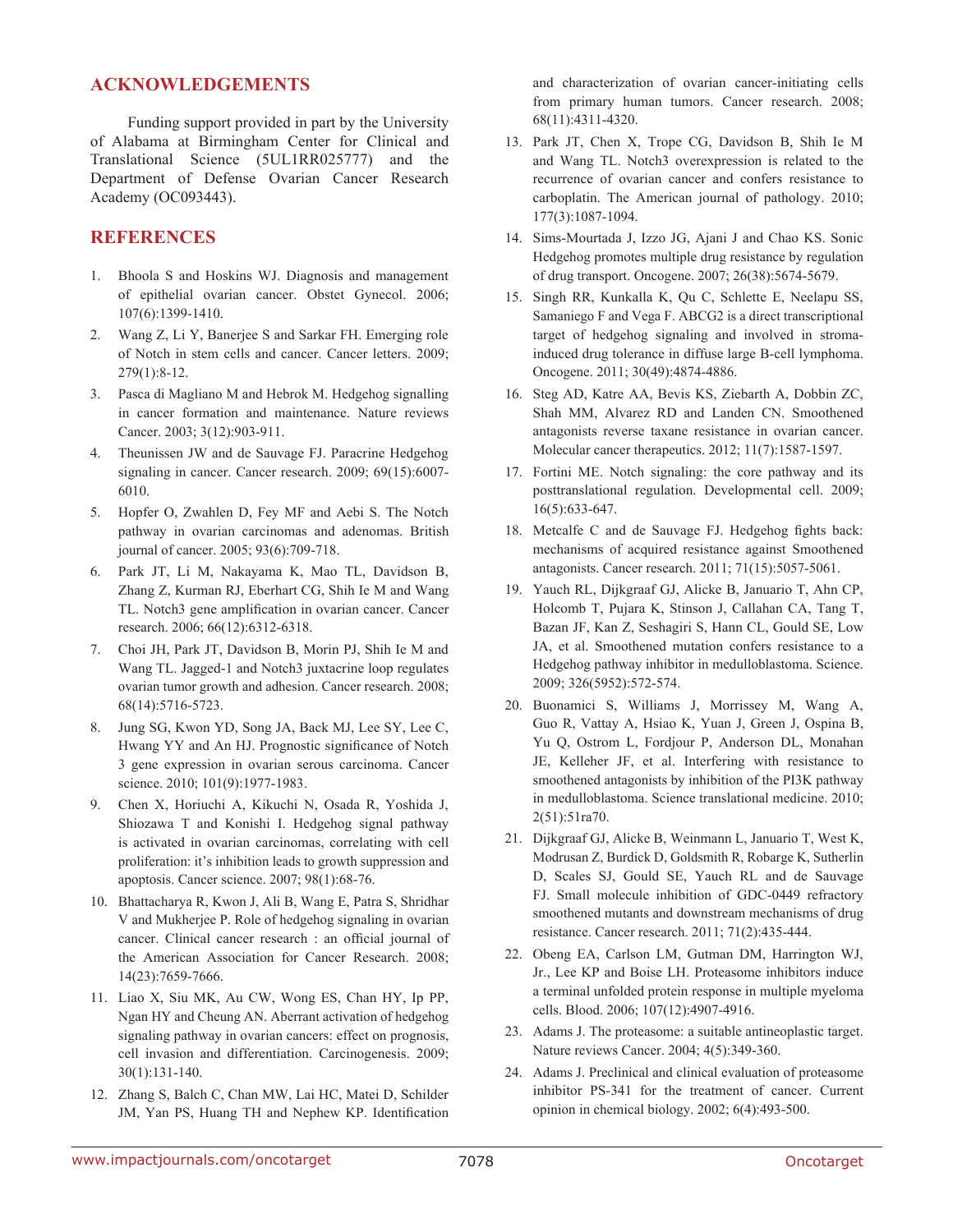## ACKNOWLEDGEMENTS

Funding support provided in part by the University of Alabama at Birmingham Center for Clinical and Translational Science (5UL1RR025777) and the Department of Defense Ovarian Cancer Research Academy (OC093443).

## REFERENCES

1. Bhoola S and Hoskins WJ. Diagnosis and management of epithelial ovarian cancer. Obstet Gynecol. 2006; 107(6):1399-1410.
2. Wang Z, Li Y, Banerjee S and Sarkar FH. Emerging role of Notch in stem cells and cancer. Cancer letters. 2009; 279(1):8-12.
3. Pasca di Magliano M and Hebrok M. Hedgehog signalling in cancer formation and maintenance. Nature reviews Cancer. 2003; 3(12):903-911.
4. Theunissen JW and de Sauvage FJ. Paracrine Hedgehog signaling in cancer. Cancer research. 2009; 69(15):6007-6010.
5. Hopfer O, Zwahlen D, Fey MF and Aebi S. The Notch pathway in ovarian carcinomas and adenomas. British journal of cancer. 2005; 93(6):709-718.
6. Park JT, Li M, Nakayama K, Mao TL, Davidson B, Zhang Z, Kurman RJ, Eberhart CG, Shih Ie M and Wang TL. Notch3 gene amplification in ovarian cancer. Cancer research. 2006; 66(12):6312-6318.
7. Choi JH, Park JT, Davidson B, Morin PJ, Shih Ie M and Wang TL. Jagged-1 and Notch3 juxtacrine loop regulates ovarian tumor growth and adhesion. Cancer research. 2008; 68(14):5716-5723.
8. Jung SG, Kwon YD, Song JA, Back MJ, Lee SY, Lee C, Hwang YY and An HJ. Prognostic significance of Notch 3 gene expression in ovarian serous carcinoma. Cancer science. 2010; 101(9):1977-1983.
9. Chen X, Horiuchi A, Kikuchi N, Osada R, Yoshida J, Shiozawa T and Konishi I. Hedgehog signal pathway is activated in ovarian carcinomas, correlating with cell proliferation: it's inhibition leads to growth suppression and apoptosis. Cancer science. 2007; 98(1):68-76.
10. Bhattacharya R, Kwon J, Ali B, Wang E, Patra S, Shridhar V and Mukherjee P. Role of hedgehog signaling in ovarian cancer. Clinical cancer research : an official journal of the American Association for Cancer Research. 2008; 14(23):7659-7666.
11. Liao X, Siu MK, Au CW, Wong ES, Chan HY, Ip PP, Ngan HY and Cheung AN. Aberrant activation of hedgehog signaling pathway in ovarian cancers: effect on prognosis, cell invasion and differentiation. Carcinogenesis. 2009; 30(1):131-140.
12. Zhang S, Balch C, Chan MW, Lai HC, Matei D, Schilder JM, Yan PS, Huang TH and Nephew KP. Identification and characterization of ovarian cancer-initiating cells from primary human tumors. Cancer research. 2008; 68(11):4311-4320.
13. Park JT, Chen X, Trope CG, Davidson B, Shih Ie M and Wang TL. Notch3 overexpression is related to the recurrence of ovarian cancer and confers resistance to carboplatin. The American journal of pathology. 2010; 177(3):1087-1094.
14. Sims-Mourtada J, Izzo JG, Ajani J and Chao KS. Sonic Hedgehog promotes multiple drug resistance by regulation of drug transport. Oncogene. 2007; 26(38):5674-5679.
15. Singh RR, Kunkalla K, Qu C, Schlette E, Neelapu SS, Samaniego F and Vega F. ABCG2 is a direct transcriptional target of hedgehog signaling and involved in stroma-induced drug tolerance in diffuse large B-cell lymphoma. Oncogene. 2011; 30(49):4874-4886.
16. Steg AD, Katre AA, Bevis KS, Ziebarth A, Dobbin ZC, Shah MM, Alvarez RD and Landen CN. Smoothened antagonists reverse taxane resistance in ovarian cancer. Molecular cancer therapeutics. 2012; 11(7):1587-1597.
17. Fortini ME. Notch signaling: the core pathway and its posttranslational regulation. Developmental cell. 2009; 16(5):633-647.
18. Metcalfe C and de Sauvage FJ. Hedgehog fights back: mechanisms of acquired resistance against Smoothened antagonists. Cancer research. 2011; 71(15):5057-5061.
19. Yauch RL, Dijkgraaf GJ, Alicke B, Januario T, Ahn CP, Holcomb T, Pujara K, Stinson J, Callahan CA, Tang T, Bazan JF, Kan Z, Seshagiri S, Hann CL, Gould SE, Low JA, et al. Smoothened mutation confers resistance to a Hedgehog pathway inhibitor in medulloblastoma. Science. 2009; 326(5952):572-574.
20. Buonamici S, Williams J, Morrissey M, Wang A, Guo R, Vattay A, Hsiao K, Yuan J, Green J, Ospina B, Yu Q, Ostrom L, Fordjour P, Anderson DL, Monahan JE, Kelleher JF, et al. Interfering with resistance to smoothened antagonists by inhibition of the PI3K pathway in medulloblastoma. Science translational medicine. 2010; 2(51):51ra70.
21. Dijkgraaf GJ, Alicke B, Weinmann L, Januario T, West K, Modrusan Z, Burdick D, Goldsmith R, Robarge K, Sutherlin D, Scales SJ, Gould SE, Yauch RL and de Sauvage FJ. Small molecule inhibition of GDC-0449 refractory smoothened mutants and downstream mechanisms of drug resistance. Cancer research. 2011; 71(2):435-444.
22. Obeng EA, Carlson LM, Gutman DM, Harrington WJ, Jr., Lee KP and Boise LH. Proteasome inhibitors induce a terminal unfolded protein response in multiple myeloma cells. Blood. 2006; 107(12):4907-4916.
23. Adams J. The proteasome: a suitable antineoplastic target. Nature reviews Cancer. 2004; 4(5):349-360.
24. Adams J. Preclinical and clinical evaluation of proteasome inhibitor PS-341 for the treatment of cancer. Current opinion in chemical biology. 2002; 6(4):493-500.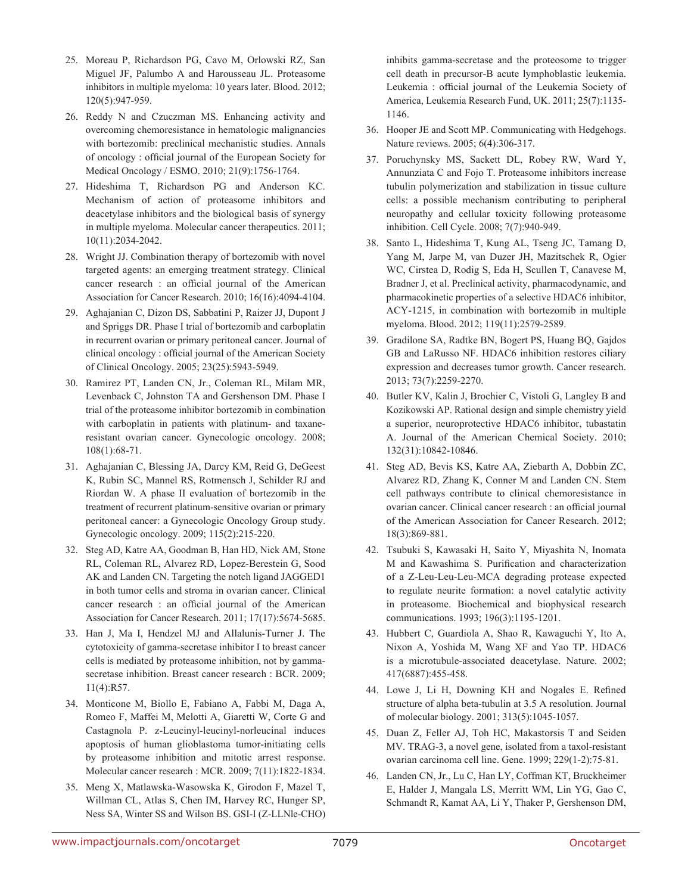25. Moreau P, Richardson PG, Cavo M, Orlowski RZ, San Miguel JF, Palumbo A and Harousseau JL. Proteasome inhibitors in multiple myeloma: 10 years later. Blood. 2012; 120(5):947-959.

26. Reddy N and Czuczman MS. Enhancing activity and overcoming chemoresistance in hematologic malignancies with bortezomib: preclinical mechanistic studies. Annals of oncology : official journal of the European Society for Medical Oncology / ESMO. 2010; 21(9):1756-1764.

27. Hideshima T, Richardson PG and Anderson KC. Mechanism of action of proteasome inhibitors and deacetylase inhibitors and the biological basis of synergy in multiple myeloma. Molecular cancer therapeutics. 2011; 10(11):2034-2042.

28. Wright JJ. Combination therapy of bortezomib with novel targeted agents: an emerging treatment strategy. Clinical cancer research : an official journal of the American Association for Cancer Research. 2010; 16(16):4094-4104.

29. Aghajanian C, Dizon DS, Sabbatini P, Raizer JJ, Dupont J and Spriggs DR. Phase I trial of bortezomib and carboplatin in recurrent ovarian or primary peritoneal cancer. Journal of clinical oncology : official journal of the American Society of Clinical Oncology. 2005; 23(25):5943-5949.

30. Ramirez PT, Landen CN, Jr., Coleman RL, Milam MR, Levenback C, Johnston TA and Gershenson DM. Phase I trial of the proteasome inhibitor bortezomib in combination with carboplatin in patients with platinum- and taxane-resistant ovarian cancer. Gynecologic oncology. 2008; 108(1):68-71.

31. Aghajanian C, Blessing JA, Darcy KM, Reid G, DeGeest K, Rubin SC, Mannel RS, Rotmensch J, Schilder RJ and Riordan W. A phase II evaluation of bortezomib in the treatment of recurrent platinum-sensitive ovarian or primary peritoneal cancer: a Gynecologic Oncology Group study. Gynecologic oncology. 2009; 115(2):215-220.

32. Steg AD, Katre AA, Goodman B, Han HD, Nick AM, Stone RL, Coleman RL, Alvarez RD, Lopez-Berestein G, Sood AK and Landen CN. Targeting the notch ligand JAGGED1 in both tumor cells and stroma in ovarian cancer. Clinical cancer research : an official journal of the American Association for Cancer Research. 2011; 17(17):5674-5685.

33. Han J, Ma I, Hendzel MJ and Allalunis-Turner J. The cytotoxicity of gamma-secretase inhibitor I to breast cancer cells is mediated by proteasome inhibition, not by gamma-secretase inhibition. Breast cancer research : BCR. 2009; 11(4):R57.

34. Monticone M, Biollo E, Fabiano A, Fabbi M, Daga A, Romeo F, Maffei M, Melotti A, Giaretti W, Corte G and Castagnola P. z-Leucinyl-leucinyl-norleucinal induces apoptosis of human glioblastoma tumor-initiating cells by proteasome inhibition and mitotic arrest response. Molecular cancer research : MCR. 2009; 7(11):1822-1834.

35. Meng X, Matlawska-Wasowska K, Girodon F, Mazel T, Willman CL, Atlas S, Chen IM, Harvey RC, Hunger SP, Ness SA, Winter SS and Wilson BS. GSI-I (Z-LLNle-CHO) inhibits gamma-secretase and the proteosome to trigger cell death in precursor-B acute lymphoblastic leukemia. Leukemia : official journal of the Leukemia Society of America, Leukemia Research Fund, UK. 2011; 25(7):1135-1146.

36. Hooper JE and Scott MP. Communicating with Hedgehogs. Nature reviews. 2005; 6(4):306-317.

37. Poruchynsky MS, Sackett DL, Robey RW, Ward Y, Annunziata C and Fojo T. Proteasome inhibitors increase tubulin polymerization and stabilization in tissue culture cells: a possible mechanism contributing to peripheral neuropathy and cellular toxicity following proteasome inhibition. Cell Cycle. 2008; 7(7):940-949.

38. Santo L, Hideshima T, Kung AL, Tseng JC, Tamang D, Yang M, Jarpe M, van Duzer JH, Mazitschek R, Ogier WC, Cirstea D, Rodig S, Eda H, Scullen T, Canavese M, Bradner J, et al. Preclinical activity, pharmacodynamic, and pharmacokinetic properties of a selective HDAC6 inhibitor, ACY-1215, in combination with bortezomib in multiple myeloma. Blood. 2012; 119(11):2579-2589.

39. Gradilone SA, Radtke BN, Bogert PS, Huang BQ, Gajdos GB and LaRusso NF. HDAC6 inhibition restores ciliary expression and decreases tumor growth. Cancer research. 2013; 73(7):2259-2270.

40. Butler KV, Kalin J, Brochier C, Vistoli G, Langley B and Kozikowski AP. Rational design and simple chemistry yield a superior, neuroprotective HDAC6 inhibitor, tubastatin A. Journal of the American Chemical Society. 2010; 132(31):10842-10846.

41. Steg AD, Bevis KS, Katre AA, Ziebarth A, Dobbin ZC, Alvarez RD, Zhang K, Conner M and Landen CN. Stem cell pathways contribute to clinical chemoresistance in ovarian cancer. Clinical cancer research : an official journal of the American Association for Cancer Research. 2012; 18(3):869-881.

42. Tsubuki S, Kawasaki H, Saito Y, Miyashita N, Inomata M and Kawashima S. Purification and characterization of a Z-Leu-Leu-Leu-MCA degrading protease expected to regulate neurite formation: a novel catalytic activity in proteasome. Biochemical and biophysical research communications. 1993; 196(3):1195-1201.

43. Hubbert C, Guardiola A, Shao R, Kawaguchi Y, Ito A, Nixon A, Yoshida M, Wang XF and Yao TP. HDAC6 is a microtubule-associated deacetylase. Nature. 2002; 417(6887):455-458.

44. Lowe J, Li H, Downing KH and Nogales E. Refined structure of alpha beta-tubulin at 3.5 A resolution. Journal of molecular biology. 2001; 313(5):1045-1057.

45. Duan Z, Feller AJ, Toh HC, Makastorsis T and Seiden MV. TRAG-3, a novel gene, isolated from a taxol-resistant ovarian carcinoma cell line. Gene. 1999; 229(1-2):75-81.

46. Landen CN, Jr., Lu C, Han LY, Coffman KT, Bruckheimer E, Halder J, Mangala LS, Merritt WM, Lin YG, Gao C, Schmandt R, Kamat AA, Li Y, Thaker P, Gershenson DM,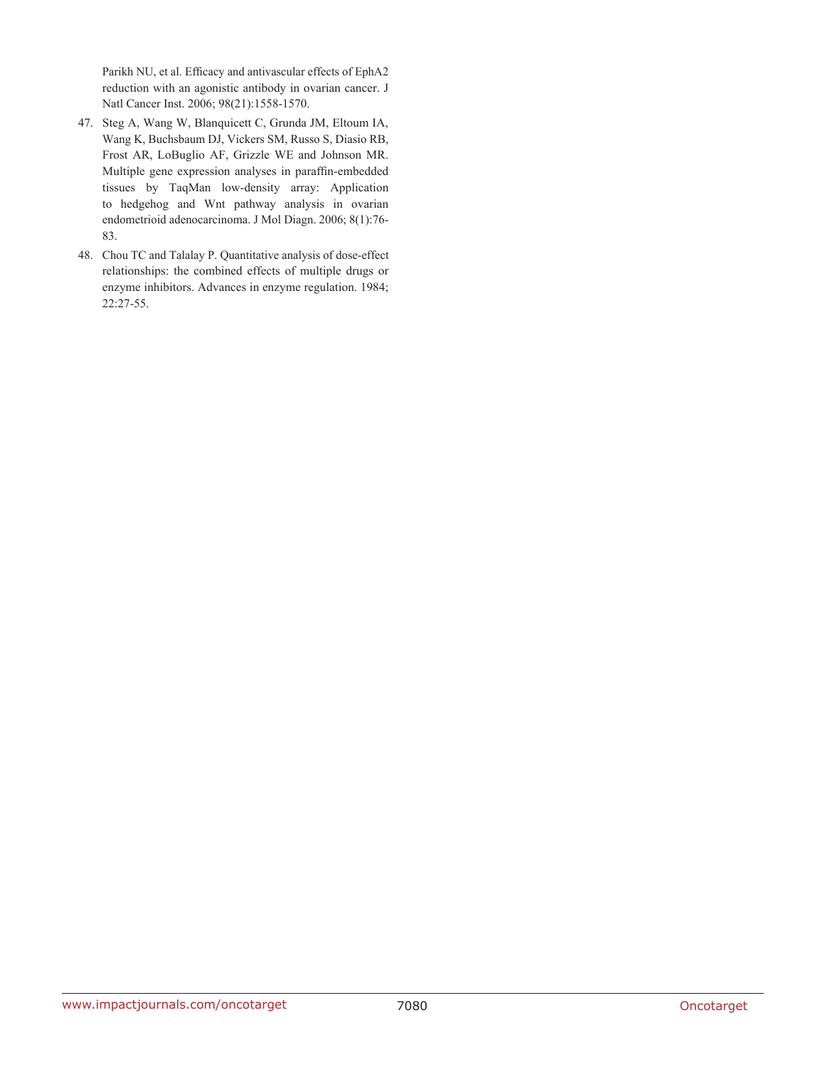Parikh NU, et al. Efficacy and antivascular effects of EphA2 reduction with an agonistic antibody in ovarian cancer. J Natl Cancer Inst. 2006; 98(21):1558-1570.

47. Steg A, Wang W, Blanquicett C, Grunda JM, Eltoum IA, Wang K, Buchsbaum DJ, Vickers SM, Russo S, Diasio RB, Frost AR, LoBuglio AF, Grizzle WE and Johnson MR. Multiple gene expression analyses in paraffin-embedded tissues by TaqMan low-density array: Application to hedgehog and Wnt pathway analysis in ovarian endometrioid adenocarcinoma. J Mol Diagn. 2006; 8(1):76-83.

48. Chou TC and Talalay P. Quantitative analysis of dose-effect relationships: the combined effects of multiple drugs or enzyme inhibitors. Advances in enzyme regulation. 1984; 22:27-55.